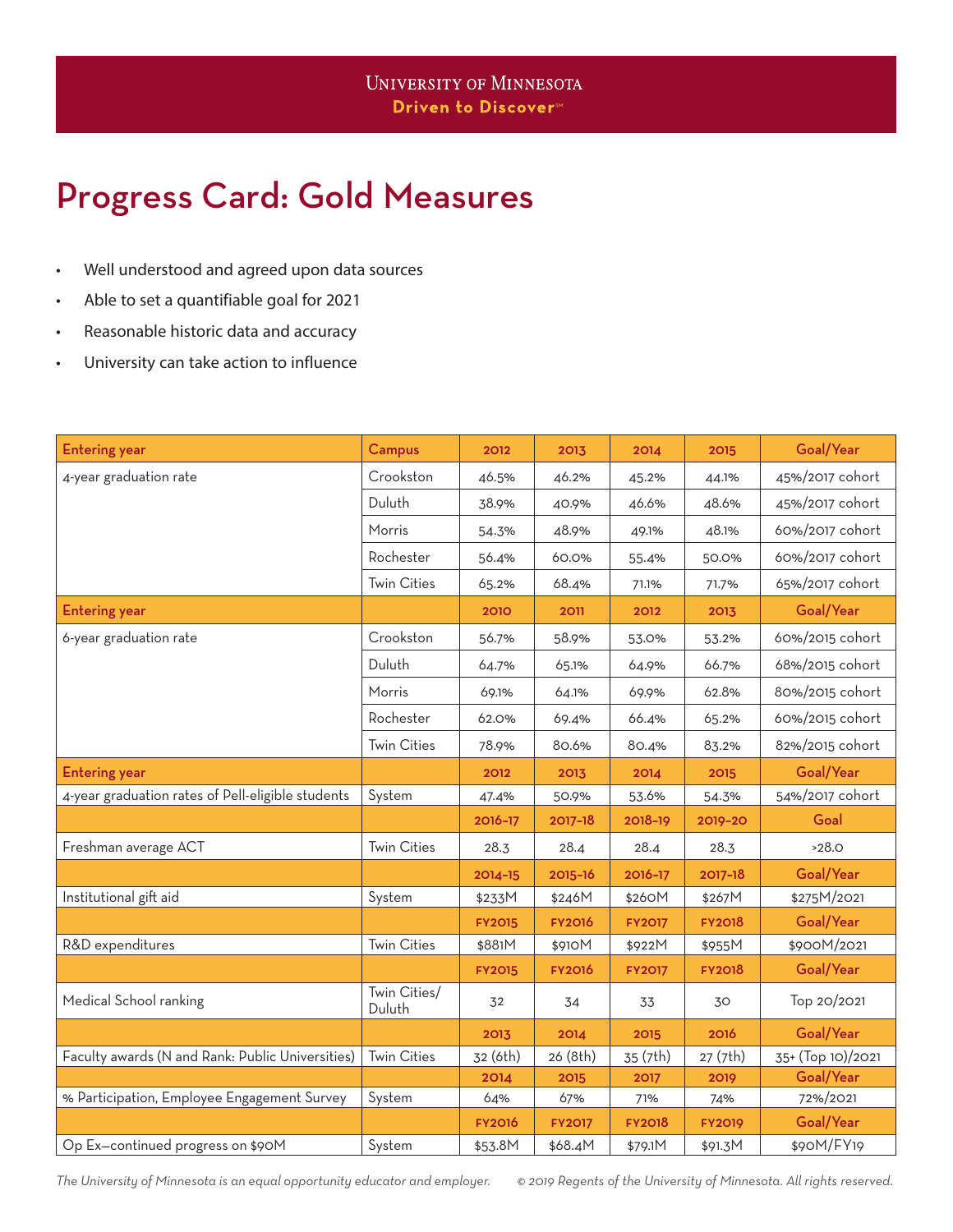University of Minnesota
**Driven to Discover℠**

# Progress Card: Gold Measures

- Well understood and agreed upon data sources
- Able to set a quantifiable goal for 2021
- Reasonable historic data and accuracy
- University can take action to influence

| Entering year | Campus | 2012 | 2013 | 2014 | 2015 | Goal/Year |
|---|---|---|---|---|---|---|
| 4-year graduation rate | Crookston | 46.5% | 46.2% | 45.2% | 44.1% | 45%/2017 cohort |
| | Duluth | 38.9% | 40.9% | 46.6% | 48.6% | 45%/2017 cohort |
| | Morris | 54.3% | 48.9% | 49.1% | 48.1% | 60%/2017 cohort |
| | Rochester | 56.4% | 60.0% | 55.4% | 50.0% | 60%/2017 cohort |
| | Twin Cities | 65.2% | 68.4% | 71.1% | 71.7% | 65%/2017 cohort |
| **Entering year** | | **2010** | **2011** | **2012** | **2013** | **Goal/Year** |
| 6-year graduation rate | Crookston | 56.7% | 58.9% | 53.0% | 53.2% | 60%/2015 cohort |
| | Duluth | 64.7% | 65.1% | 64.9% | 66.7% | 68%/2015 cohort |
| | Morris | 69.1% | 64.1% | 69.9% | 62.8% | 80%/2015 cohort |
| | Rochester | 62.0% | 69.4% | 66.4% | 65.2% | 60%/2015 cohort |
| | Twin Cities | 78.9% | 80.6% | 80.4% | 83.2% | 82%/2015 cohort |
| **Entering year** | | **2012** | **2013** | **2014** | **2015** | **Goal/Year** |
| 4-year graduation rates of Pell-eligible students | System | 47.4% | 50.9% | 53.6% | 54.3% | 54%/2017 cohort |
| | | **2016–17** | **2017–18** | **2018–19** | **2019–20** | **Goal** |
| Freshman average ACT | Twin Cities | 28.3 | 28.4 | 28.4 | 28.3 | >28.0 |
| | | **2014–15** | **2015–16** | **2016–17** | **2017–18** | **Goal/Year** |
| Institutional gift aid | System | $233M | $246M | $260M | $267M | $275M/2021 |
| | | **FY2015** | **FY2016** | **FY2017** | **FY2018** | **Goal/Year** |
| R&D expenditures | Twin Cities | $881M | $910M | $922M | $955M | $900M/2021 |
| | | **FY2015** | **FY2016** | **FY2017** | **FY2018** | **Goal/Year** |
| Medical School ranking | Twin Cities/ Duluth | 32 | 34 | 33 | 30 | Top 20/2021 |
| | | **2013** | **2014** | **2015** | **2016** | **Goal/Year** |
| Faculty awards (N and Rank: Public Universities) | Twin Cities | 32 (6th) | 26 (8th) | 35 (7th) | 27 (7th) | 35+ (Top 10)/2021 |
| | | **2014** | **2015** | **2017** | **2019** | **Goal/Year** |
| % Participation, Employee Engagement Survey | System | 64% | 67% | 71% | 74% | 72%/2021 |
| | | **FY2016** | **FY2017** | **FY2018** | **FY2019** | **Goal/Year** |
| Op Ex—continued progress on $90M | System | $53.8M | $68.4M | $79.1M | $91.3M | $90M/FY19 |

*The University of Minnesota is an equal opportunity educator and employer.* *© 2019 Regents of the University of Minnesota. All rights reserved.*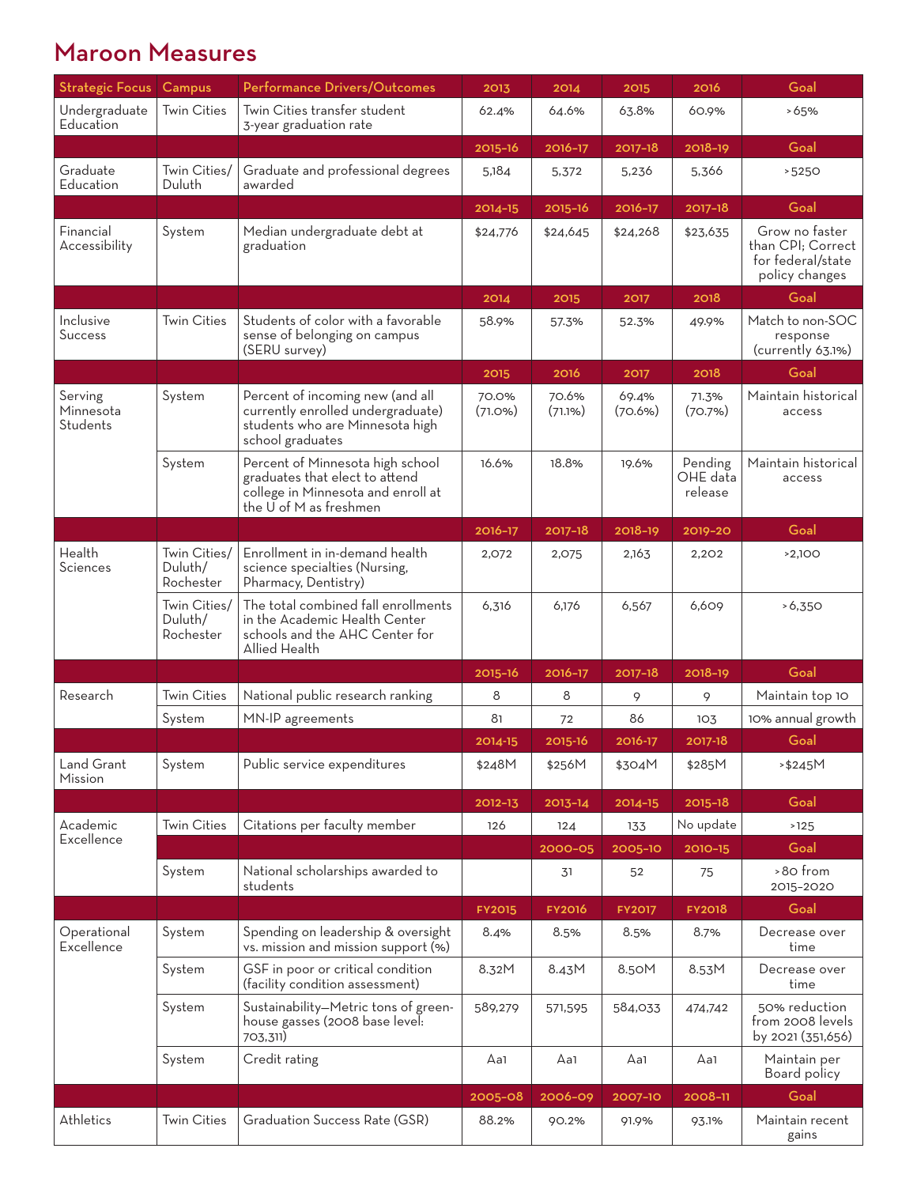# Maroon Measures

| Strategic Focus | Campus | Performance Drivers/Outcomes | 2013 | 2014 | 2015 | 2016 | Goal |
|---|---|---|---|---|---|---|---|
| Undergraduate Education | Twin Cities | Twin Cities transfer student 3-year graduation rate | 62.4% | 64.6% | 63.8% | 60.9% | >65% |
| | | | 2015–16 | 2016–17 | 2017–18 | 2018–19 | Goal |
| Graduate Education | Twin Cities/ Duluth | Graduate and professional degrees awarded | 5,184 | 5,372 | 5,236 | 5,366 | >5250 |
| | | | 2014–15 | 2015–16 | 2016–17 | 2017–18 | Goal |
| Financial Accessibility | System | Median undergraduate debt at graduation | $24,776 | $24,645 | $24,268 | $23,635 | Grow no faster than CPI; Correct for federal/state policy changes |
| | | | 2014 | 2015 | 2017 | 2018 | Goal |
| Inclusive Success | Twin Cities | Students of color with a favorable sense of belonging on campus (SERU survey) | 58.9% | 57.3% | 52.3% | 49.9% | Match to non-SOC response (currently 63.1%) |
| | | | 2015 | 2016 | 2017 | 2018 | Goal |
| Serving Minnesota Students | System | Percent of incoming new (and all currently enrolled undergraduate) students who are Minnesota high school graduates | 70.0% (71.0%) | 70.6% (71.1%) | 69.4% (70.6%) | 71.3% (70.7%) | Maintain historical access |
| | System | Percent of Minnesota high school graduates that elect to attend college in Minnesota and enroll at the U of M as freshmen | 16.6% | 18.8% | 19.6% | Pending OHE data release | Maintain historical access |
| | | | 2016–17 | 2017–18 | 2018–19 | 2019–20 | Goal |
| Health Sciences | Twin Cities/ Duluth/ Rochester | Enrollment in in-demand health science specialties (Nursing, Pharmacy, Dentistry) | 2,072 | 2,075 | 2,163 | 2,202 | >2,100 |
| | Twin Cities/ Duluth/ Rochester | The total combined fall enrollments in the Academic Health Center schools and the AHC Center for Allied Health | 6,316 | 6,176 | 6,567 | 6,609 | >6,350 |
| | | | 2015–16 | 2016–17 | 2017–18 | 2018–19 | Goal |
| Research | Twin Cities | National public research ranking | 8 | 8 | 9 | 9 | Maintain top 10 |
| | System | MN-IP agreements | 81 | 72 | 86 | 103 | 10% annual growth |
| | | | 2014–15 | 2015–16 | 2016–17 | 2017–18 | Goal |
| Land Grant Mission | System | Public service expenditures | $248M | $256M | $304M | $285M | >$245M |
| | | | 2012–13 | 2013–14 | 2014–15 | 2015–18 | Goal |
| Academic Excellence | Twin Cities | Citations per faculty member | 126 | 124 | 133 | No update | >125 |
| | | | | 2000–05 | 2005–10 | 2010–15 | Goal |
| | System | National scholarships awarded to students | | 31 | 52 | 75 | >80 from 2015–2020 |
| | | | FY2015 | FY2016 | FY2017 | FY2018 | Goal |
| Operational Excellence | System | Spending on leadership & oversight vs. mission and mission support (%) | 8.4% | 8.5% | 8.5% | 8.7% | Decrease over time |
| | System | GSF in poor or critical condition (facility condition assessment) | 8.32M | 8.43M | 8.50M | 8.53M | Decrease over time |
| | System | Sustainability—Metric tons of greenhouse gasses (2008 base level: 703,311) | 589,279 | 571,595 | 584,033 | 474,742 | 50% reduction from 2008 levels by 2021 (351,656) |
| | System | Credit rating | Aa1 | Aa1 | Aa1 | Aa1 | Maintain per Board policy |
| | | | 2005–08 | 2006–09 | 2007–10 | 2008–11 | Goal |
| Athletics | Twin Cities | Graduation Success Rate (GSR) | 88.2% | 90.2% | 91.9% | 93.1% | Maintain recent gains |